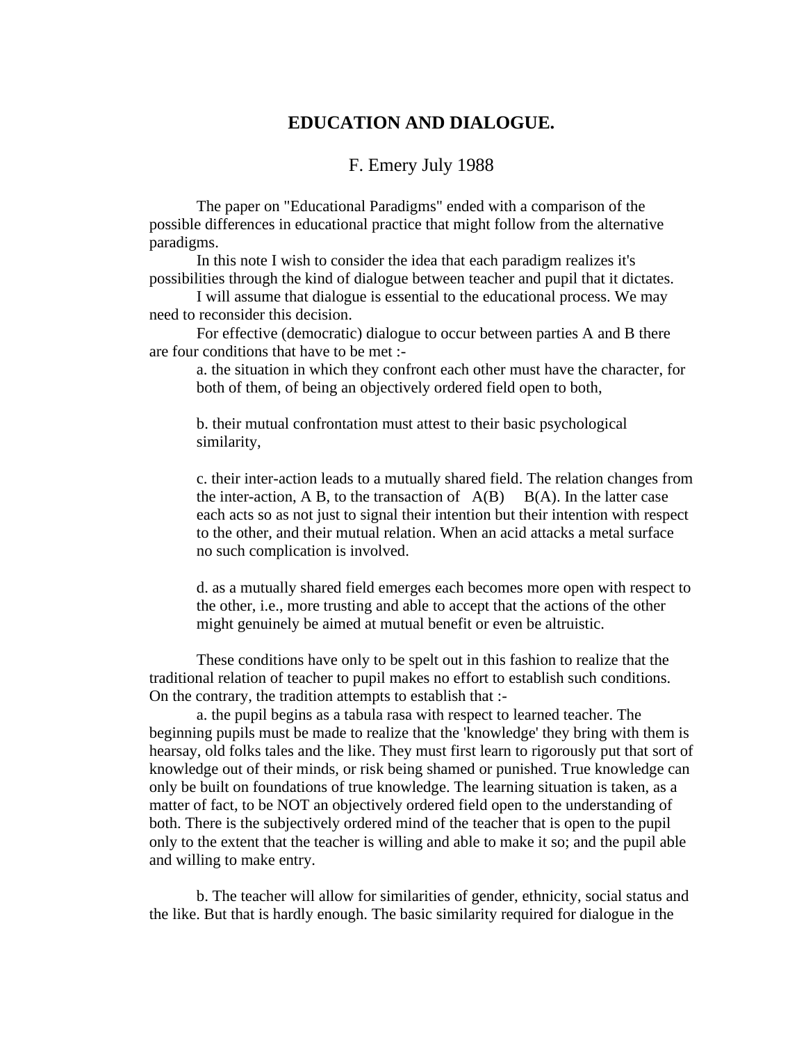# EDUCATION AND DIALOGUE.

F. Emery July 1988

The paper on "Educational Paradigms" ended with a comparison of the possible differences in educational practice that might follow from the alternative paradigms.

In this note I wish to consider the idea that each paradigm realizes it's possibilities through the kind of dialogue between teacher and pupil that it dictates.

I will assume that dialogue is essential to the educational process. We may need to reconsider this decision.

For effective (democratic) dialogue to occur between parties A and B there are four conditions that have to be met :-

> a. the situation in which they confront each other must have the character, for both of them, of being an objectively ordered field open to both,
>
> b. their mutual confrontation must attest to their basic psychological similarity,
>
> c. their inter-action leads to a mutually shared field. The relation changes from the inter-action, A B, to the transaction of A(B) B(A). In the latter case each acts so as not just to signal their intention but their intention with respect to the other, and their mutual relation. When an acid attacks a metal surface no such complication is involved.
>
> d. as a mutually shared field emerges each becomes more open with respect to the other, i.e., more trusting and able to accept that the actions of the other might genuinely be aimed at mutual benefit or even be altruistic.

These conditions have only to be spelt out in this fashion to realize that the traditional relation of teacher to pupil makes no effort to establish such conditions. On the contrary, the tradition attempts to establish that :-

a. the pupil begins as a tabula rasa with respect to learned teacher. The beginning pupils must be made to realize that the 'knowledge' they bring with them is hearsay, old folks tales and the like. They must first learn to rigorously put that sort of knowledge out of their minds, or risk being shamed or punished. True knowledge can only be built on foundations of true knowledge. The learning situation is taken, as a matter of fact, to be NOT an objectively ordered field open to the understanding of both. There is the subjectively ordered mind of the teacher that is open to the pupil only to the extent that the teacher is willing and able to make it so; and the pupil able and willing to make entry.

b. The teacher will allow for similarities of gender, ethnicity, social status and the like. But that is hardly enough. The basic similarity required for dialogue in the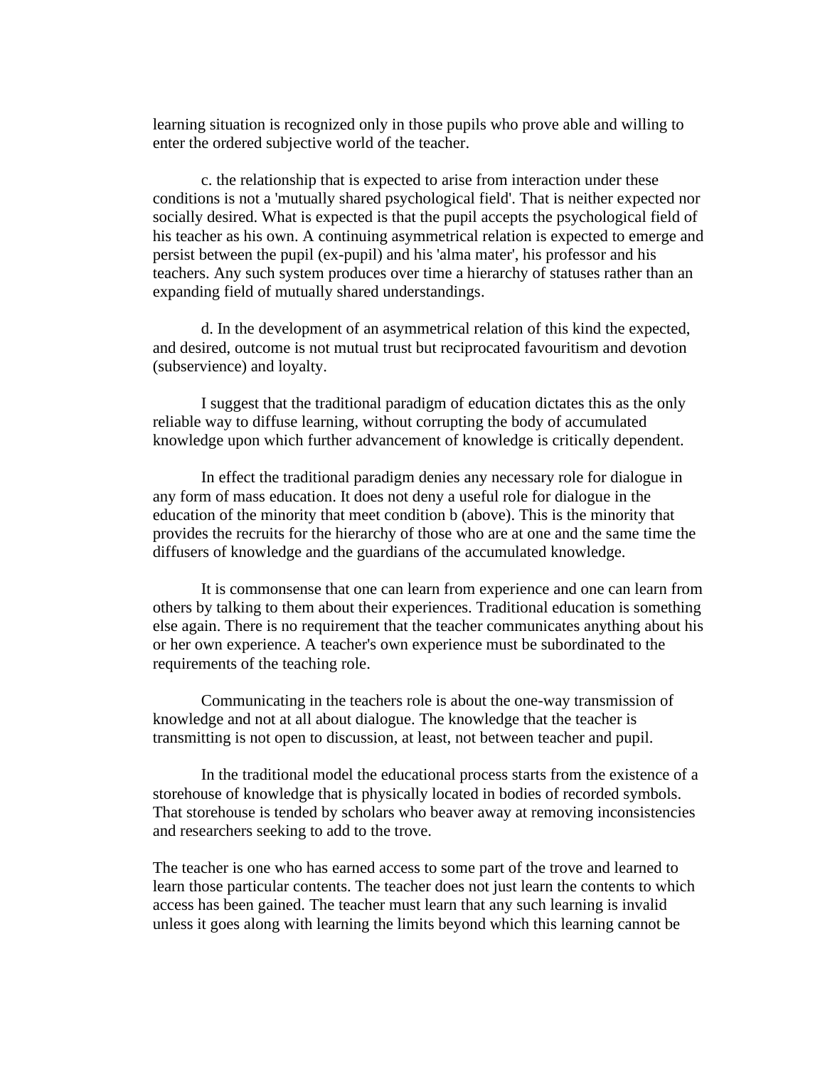learning situation is recognized only in those pupils who prove able and willing to enter the ordered subjective world of the teacher.

c. the relationship that is expected to arise from interaction under these conditions is not a 'mutually shared psychological field'. That is neither expected nor socially desired. What is expected is that the pupil accepts the psychological field of his teacher as his own. A continuing asymmetrical relation is expected to emerge and persist between the pupil (ex-pupil) and his 'alma mater', his professor and his teachers. Any such system produces over time a hierarchy of statuses rather than an expanding field of mutually shared understandings.

d. In the development of an asymmetrical relation of this kind the expected, and desired, outcome is not mutual trust but reciprocated favouritism and devotion (subservience) and loyalty.

I suggest that the traditional paradigm of education dictates this as the only reliable way to diffuse learning, without corrupting the body of accumulated knowledge upon which further advancement of knowledge is critically dependent.

In effect the traditional paradigm denies any necessary role for dialogue in any form of mass education. It does not deny a useful role for dialogue in the education of the minority that meet condition b (above). This is the minority that provides the recruits for the hierarchy of those who are at one and the same time the diffusers of knowledge and the guardians of the accumulated knowledge.

It is commonsense that one can learn from experience and one can learn from others by talking to them about their experiences. Traditional education is something else again. There is no requirement that the teacher communicates anything about his or her own experience. A teacher's own experience must be subordinated to the requirements of the teaching role.

Communicating in the teachers role is about the one-way transmission of knowledge and not at all about dialogue. The knowledge that the teacher is transmitting is not open to discussion, at least, not between teacher and pupil.

In the traditional model the educational process starts from the existence of a storehouse of knowledge that is physically located in bodies of recorded symbols. That storehouse is tended by scholars who beaver away at removing inconsistencies and researchers seeking to add to the trove.

The teacher is one who has earned access to some part of the trove and learned to learn those particular contents. The teacher does not just learn the contents to which access has been gained. The teacher must learn that any such learning is invalid unless it goes along with learning the limits beyond which this learning cannot be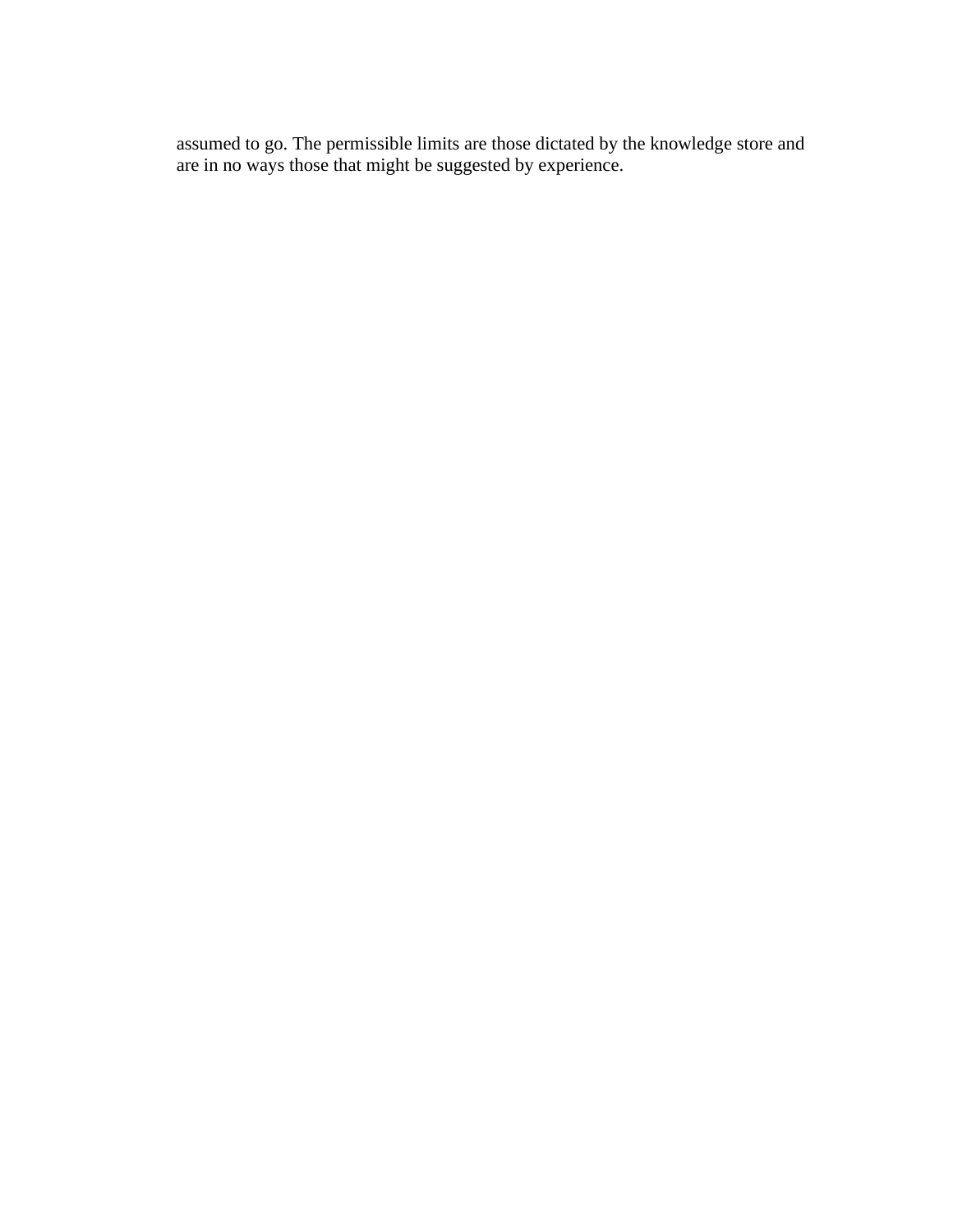assumed to go. The permissible limits are those dictated by the knowledge store and are in no ways those that might be suggested by experience.